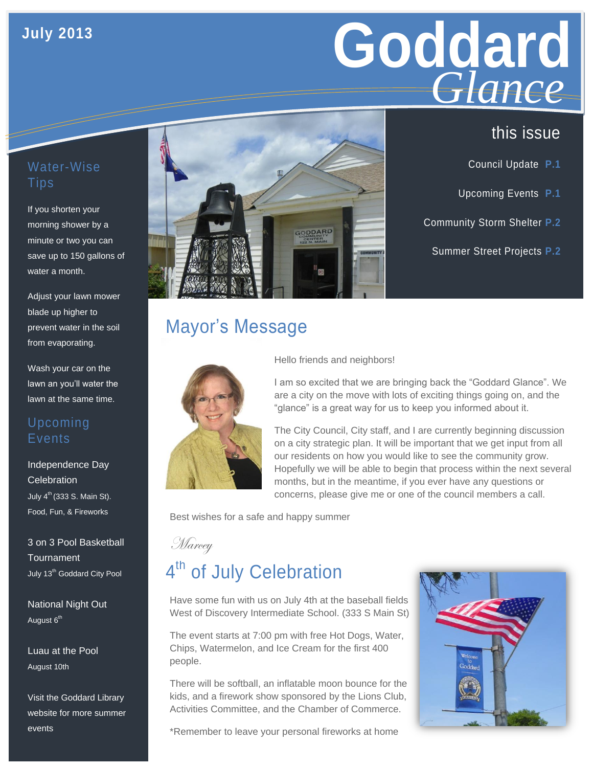July 2013

# Goddard *Glance*

## this issue

Council Update P.1

Upcoming Events P.1

Community Storm Shelter P.2

Summer Street Projects P.2

## Water-Wise Tips

If you shorten your morning shower by a minute or two you can save up to 150 gallons of water a month.

Adjust your lawn mower blade up higher to prevent water in the soil from evaporating.

Wash your car on the lawn an you'll water the lawn at the same time.

## Upcoming Events

Independence Day Celebration
July 4th (333 S. Main St). Food, Fun, & Fireworks

3 on 3 Pool Basketball Tournament
July 13th Goddard City Pool

National Night Out
August 6th

Luau at the Pool
August 10th

Visit the Goddard Library website for more summer events

## Mayor's Message

Hello friends and neighbors!

I am so excited that we are bringing back the "Goddard Glance". We are a city on the move with lots of exciting things going on, and the "glance" is a great way for us to keep you informed about it.

The City Council, City staff, and I are currently beginning discussion on a city strategic plan. It will be important that we get input from all our residents on how you would like to see the community grow. Hopefully we will be able to begin that process within the next several months, but in the meantime, if you ever have any questions or concerns, please give me or one of the council members a call.

Best wishes for a safe and happy summer

*Marcey*

## 4th of July Celebration

Have some fun with us on July 4th at the baseball fields West of Discovery Intermediate School. (333 S Main St)

The event starts at 7:00 pm with free Hot Dogs, Water, Chips, Watermelon, and Ice Cream for the first 400 people.

There will be softball, an inflatable moon bounce for the kids, and a firework show sponsored by the Lions Club, Activities Committee, and the Chamber of Commerce.

*Remember to leave your personal fireworks at home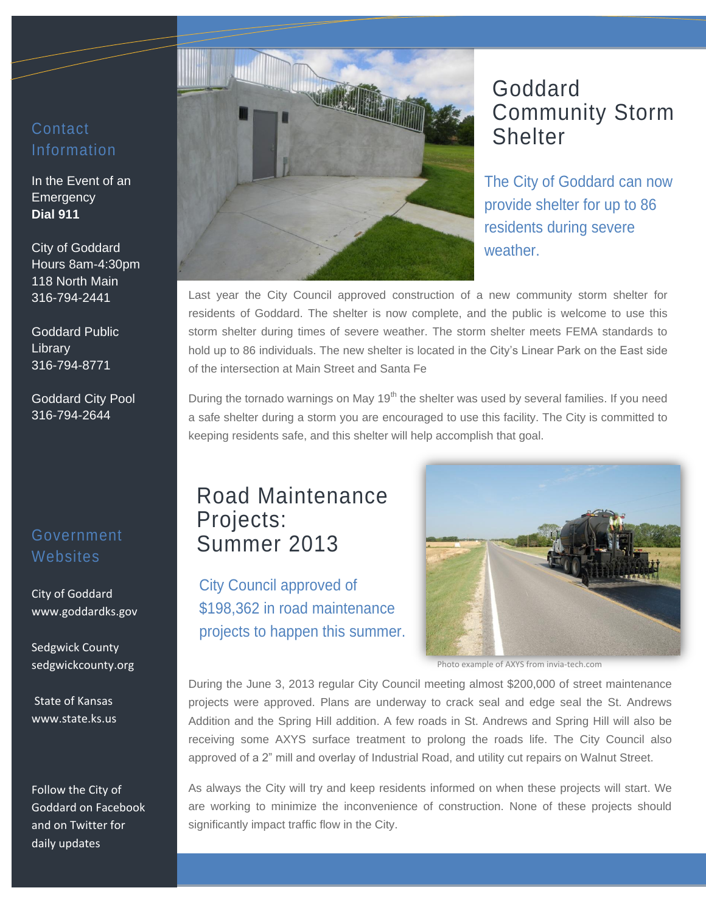# Goddard Community Storm Shelter

The City of Goddard can now provide shelter for up to 86 residents during severe weather.

Last year the City Council approved construction of a new community storm shelter for residents of Goddard. The shelter is now complete, and the public is welcome to use this storm shelter during times of severe weather. The storm shelter meets FEMA standards to hold up to 86 individuals. The new shelter is located in the City's Linear Park on the East side of the intersection at Main Street and Santa Fe

During the tornado warnings on May 19th the shelter was used by several families. If you need a safe shelter during a storm you are encouraged to use this facility. The City is committed to keeping residents safe, and this shelter will help accomplish that goal.

# Road Maintenance Projects: Summer 2013

City Council approved of $198,362 in road maintenance projects to happen this summer.

Photo example of AXYS from invia-tech.com

During the June 3, 2013 regular City Council meeting almost $200,000 of street maintenance projects were approved. Plans are underway to crack seal and edge seal the St. Andrews Addition and the Spring Hill addition. A few roads in St. Andrews and Spring Hill will also be receiving some AXYS surface treatment to prolong the roads life. The City Council also approved of a 2" mill and overlay of Industrial Road, and utility cut repairs on Walnut Street.

As always the City will try and keep residents informed on when these projects will start. We are working to minimize the inconvenience of construction. None of these projects should significantly impact traffic flow in the City.

## Contact Information

In the Event of an Emergency
**Dial 911**

City of Goddard
Hours 8am-4:30pm
118 North Main
316-794-2441

Goddard Public Library
316-794-8771

Goddard City Pool
316-794-2644

## Government Websites

City of Goddard
www.goddardks.gov

Sedgwick County
sedgwickcounty.org

State of Kansas
www.state.ks.us

Follow the City of Goddard on Facebook and on Twitter for daily updates